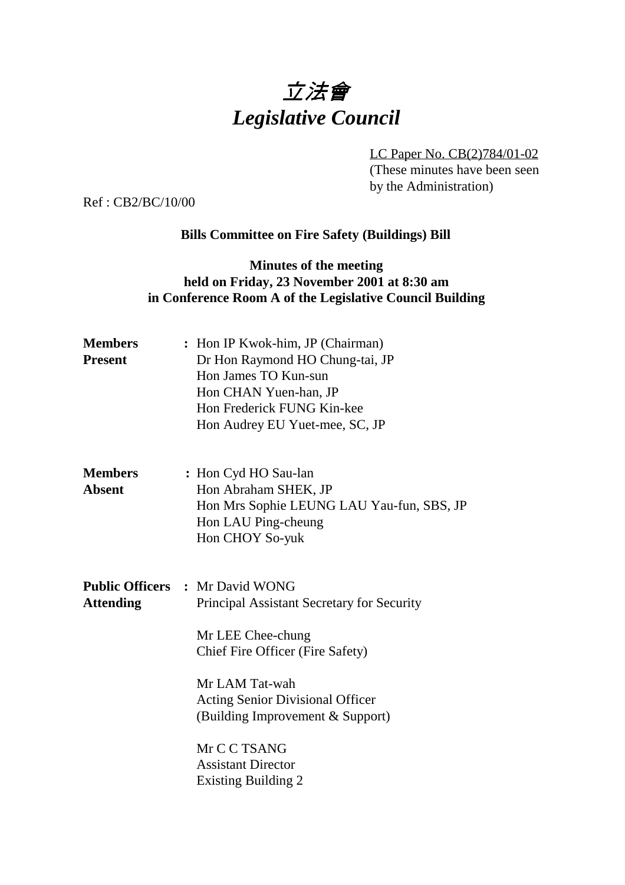# *立法會*
# *Legislative Council*

LC Paper No. CB(2)784/01-02
(These minutes have been seen by the Administration)

Ref : CB2/BC/10/00

**Bills Committee on Fire Safety (Buildings) Bill**

**Minutes of the meeting**
**held on Friday, 23 November 2001 at 8:30 am**
**in Conference Room A of the Legislative Council Building**

**Members Present** : Hon IP Kwok-him, JP (Chairman)
Dr Hon Raymond HO Chung-tai, JP
Hon James TO Kun-sun
Hon CHAN Yuen-han, JP
Hon Frederick FUNG Kin-kee
Hon Audrey EU Yuet-mee, SC, JP

**Members Absent** : Hon Cyd HO Sau-lan
Hon Abraham SHEK, JP
Hon Mrs Sophie LEUNG LAU Yau-fun, SBS, JP
Hon LAU Ping-cheung
Hon CHOY So-yuk

**Public Officers Attending** : Mr David WONG
Principal Assistant Secretary for Security

Mr LEE Chee-chung
Chief Fire Officer (Fire Safety)

Mr LAM Tat-wah
Acting Senior Divisional Officer
(Building Improvement & Support)

Mr C C TSANG
Assistant Director
Existing Building 2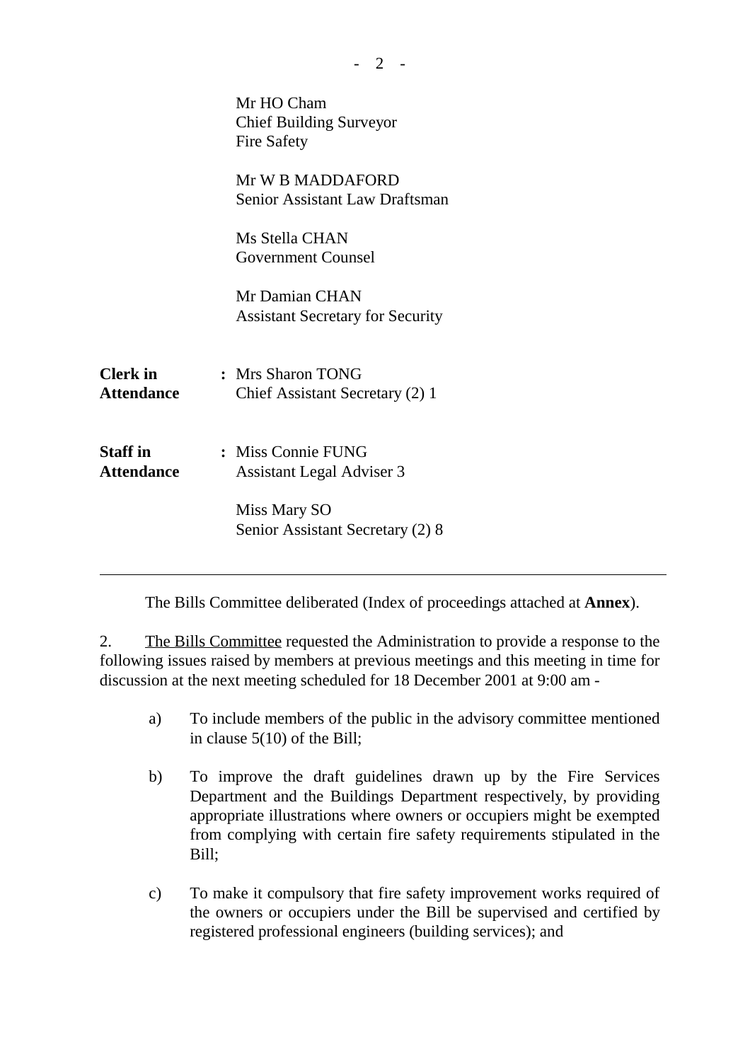Mr HO Cham
Chief Building Surveyor
Fire Safety

Mr W B MADDAFORD
Senior Assistant Law Draftsman

Ms Stella CHAN
Government Counsel

Mr Damian CHAN
Assistant Secretary for Security

| | | |
|---|---|---|
| **Clerk in Attendance** | : | Mrs Sharon TONG<br>Chief Assistant Secretary (2) 1 |
| **Staff in Attendance** | : | Miss Connie FUNG<br>Assistant Legal Adviser 3<br><br>Miss Mary SO<br>Senior Assistant Secretary (2) 8 |

---

The Bills Committee deliberated (Index of proceedings attached at **Annex**).

2. The Bills Committee requested the Administration to provide a response to the following issues raised by members at previous meetings and this meeting in time for discussion at the next meeting scheduled for 18 December 2001 at 9:00 am -

a) To include members of the public in the advisory committee mentioned in clause 5(10) of the Bill;

b) To improve the draft guidelines drawn up by the Fire Services Department and the Buildings Department respectively, by providing appropriate illustrations where owners or occupiers might be exempted from complying with certain fire safety requirements stipulated in the Bill;

c) To make it compulsory that fire safety improvement works required of the owners or occupiers under the Bill be supervised and certified by registered professional engineers (building services); and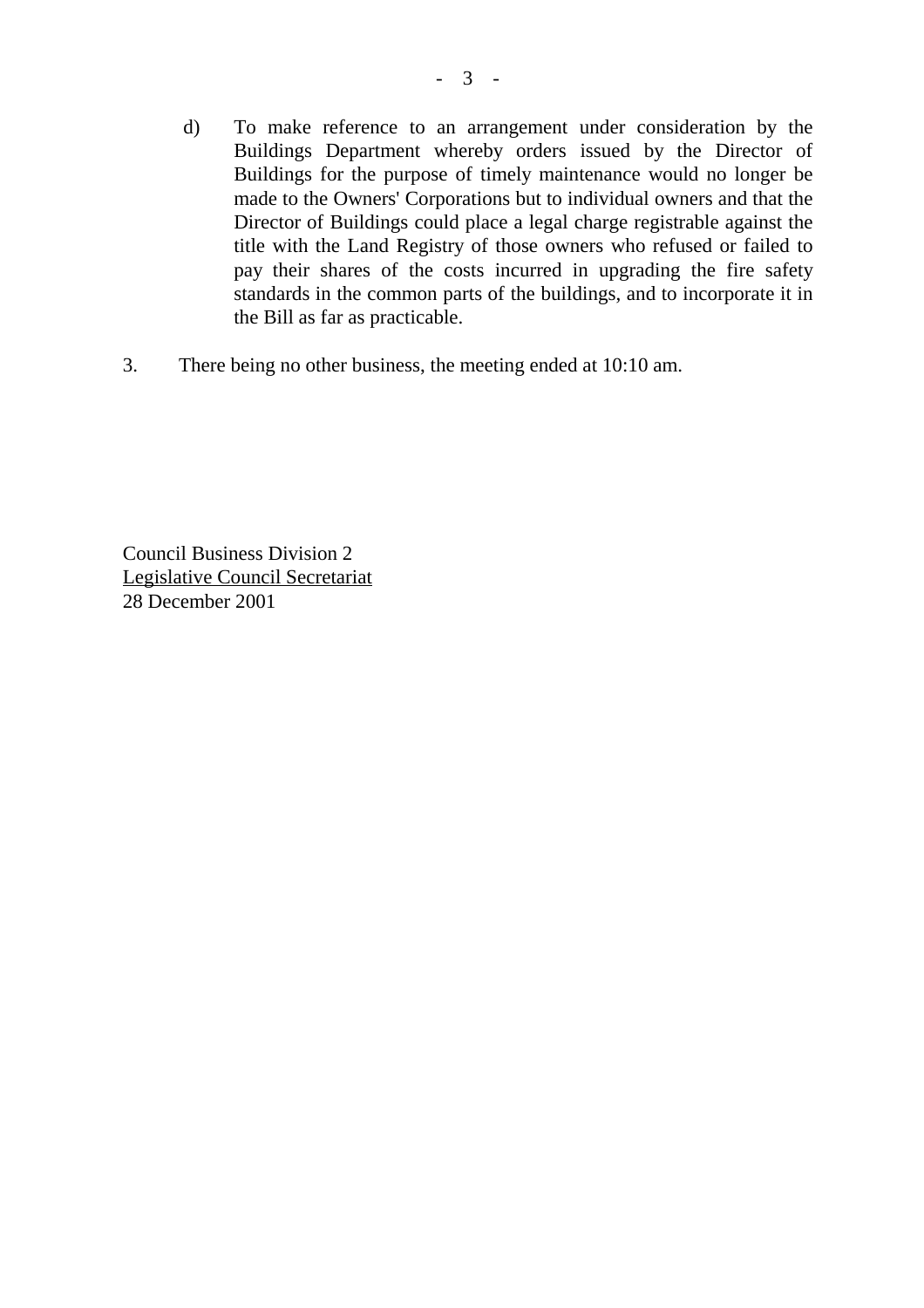d) To make reference to an arrangement under consideration by the Buildings Department whereby orders issued by the Director of Buildings for the purpose of timely maintenance would no longer be made to the Owners' Corporations but to individual owners and that the Director of Buildings could place a legal charge registrable against the title with the Land Registry of those owners who refused or failed to pay their shares of the costs incurred in upgrading the fire safety standards in the common parts of the buildings, and to incorporate it in the Bill as far as practicable.

3. There being no other business, the meeting ended at 10:10 am.

Council Business Division 2
Legislative Council Secretariat
28 December 2001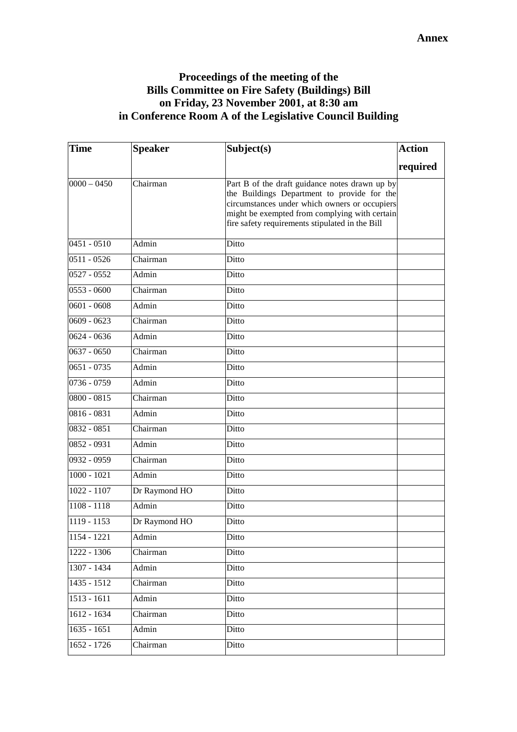**Annex**

# Proceedings of the meeting of the Bills Committee on Fire Safety (Buildings) Bill on Friday, 23 November 2001, at 8:30 am in Conference Room A of the Legislative Council Building

| Time | Speaker | Subject(s) | Action required |
|---|---|---|---|
| 0000 – 0450 | Chairman | Part B of the draft guidance notes drawn up by the Buildings Department to provide for the circumstances under which owners or occupiers might be exempted from complying with certain fire safety requirements stipulated in the Bill | |
| 0451 - 0510 | Admin | Ditto | |
| 0511 - 0526 | Chairman | Ditto | |
| 0527 - 0552 | Admin | Ditto | |
| 0553 - 0600 | Chairman | Ditto | |
| 0601 - 0608 | Admin | Ditto | |
| 0609 - 0623 | Chairman | Ditto | |
| 0624 - 0636 | Admin | Ditto | |
| 0637 - 0650 | Chairman | Ditto | |
| 0651 - 0735 | Admin | Ditto | |
| 0736 - 0759 | Admin | Ditto | |
| 0800 - 0815 | Chairman | Ditto | |
| 0816 - 0831 | Admin | Ditto | |
| 0832 - 0851 | Chairman | Ditto | |
| 0852 - 0931 | Admin | Ditto | |
| 0932 - 0959 | Chairman | Ditto | |
| 1000 - 1021 | Admin | Ditto | |
| 1022 - 1107 | Dr Raymond HO | Ditto | |
| 1108 - 1118 | Admin | Ditto | |
| 1119 - 1153 | Dr Raymond HO | Ditto | |
| 1154 - 1221 | Admin | Ditto | |
| 1222 - 1306 | Chairman | Ditto | |
| 1307 - 1434 | Admin | Ditto | |
| 1435 - 1512 | Chairman | Ditto | |
| 1513 - 1611 | Admin | Ditto | |
| 1612 - 1634 | Chairman | Ditto | |
| 1635 - 1651 | Admin | Ditto | |
| 1652 - 1726 | Chairman | Ditto | |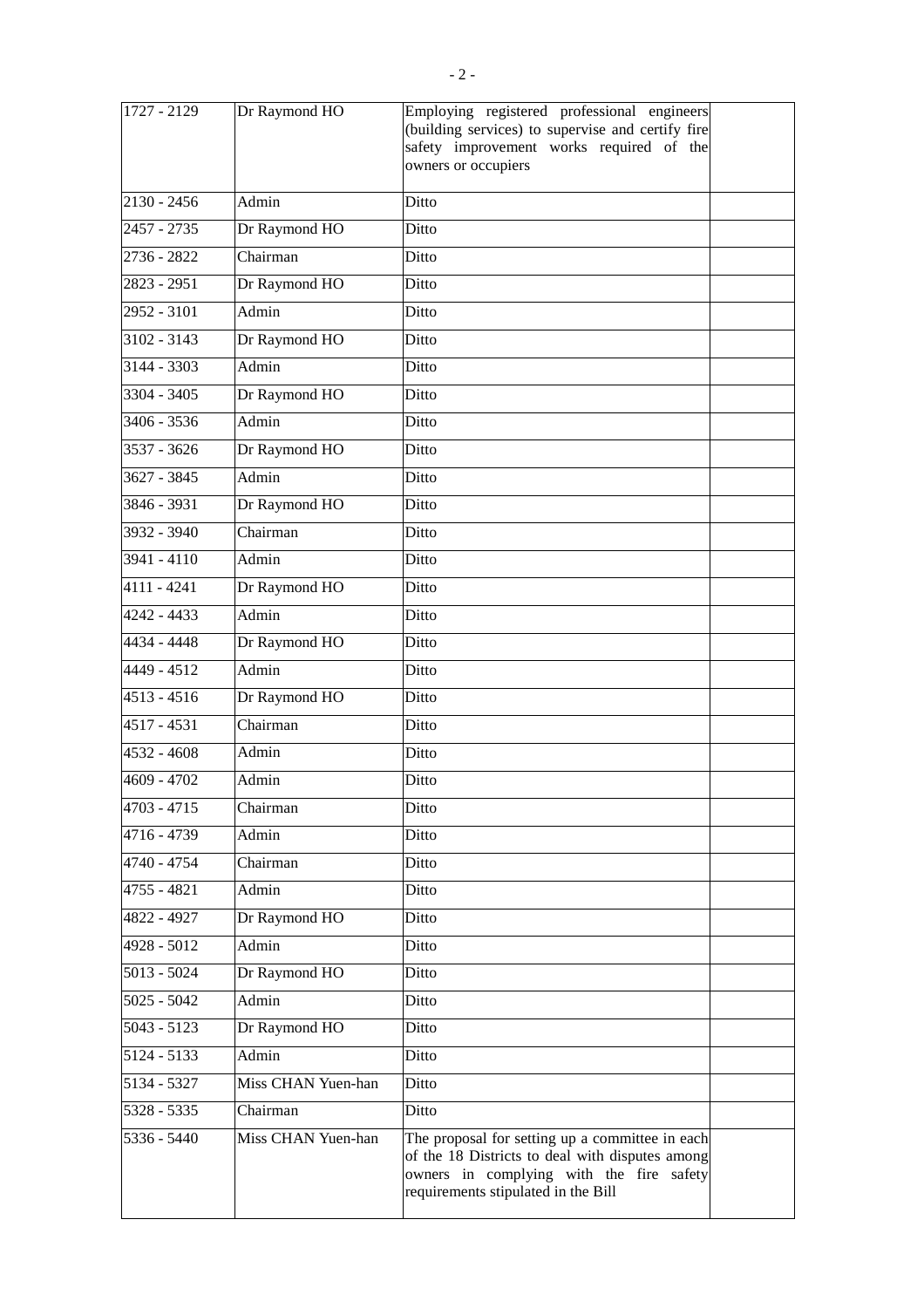| | | | |
|---|---|---|---|
| 1727 - 2129 | Dr Raymond HO | Employing registered professional engineers (building services) to supervise and certify fire safety improvement works required of the owners or occupiers | |
| 2130 - 2456 | Admin | Ditto | |
| 2457 - 2735 | Dr Raymond HO | Ditto | |
| 2736 - 2822 | Chairman | Ditto | |
| 2823 - 2951 | Dr Raymond HO | Ditto | |
| 2952 - 3101 | Admin | Ditto | |
| 3102 - 3143 | Dr Raymond HO | Ditto | |
| 3144 - 3303 | Admin | Ditto | |
| 3304 - 3405 | Dr Raymond HO | Ditto | |
| 3406 - 3536 | Admin | Ditto | |
| 3537 - 3626 | Dr Raymond HO | Ditto | |
| 3627 - 3845 | Admin | Ditto | |
| 3846 - 3931 | Dr Raymond HO | Ditto | |
| 3932 - 3940 | Chairman | Ditto | |
| 3941 - 4110 | Admin | Ditto | |
| 4111 - 4241 | Dr Raymond HO | Ditto | |
| 4242 - 4433 | Admin | Ditto | |
| 4434 - 4448 | Dr Raymond HO | Ditto | |
| 4449 - 4512 | Admin | Ditto | |
| 4513 - 4516 | Dr Raymond HO | Ditto | |
| 4517 - 4531 | Chairman | Ditto | |
| 4532 - 4608 | Admin | Ditto | |
| 4609 - 4702 | Admin | Ditto | |
| 4703 - 4715 | Chairman | Ditto | |
| 4716 - 4739 | Admin | Ditto | |
| 4740 - 4754 | Chairman | Ditto | |
| 4755 - 4821 | Admin | Ditto | |
| 4822 - 4927 | Dr Raymond HO | Ditto | |
| 4928 - 5012 | Admin | Ditto | |
| 5013 - 5024 | Dr Raymond HO | Ditto | |
| 5025 - 5042 | Admin | Ditto | |
| 5043 - 5123 | Dr Raymond HO | Ditto | |
| 5124 - 5133 | Admin | Ditto | |
| 5134 - 5327 | Miss CHAN Yuen-han | Ditto | |
| 5328 - 5335 | Chairman | Ditto | |
| 5336 - 5440 | Miss CHAN Yuen-han | The proposal for setting up a committee in each of the 18 Districts to deal with disputes among owners in complying with the fire safety requirements stipulated in the Bill | |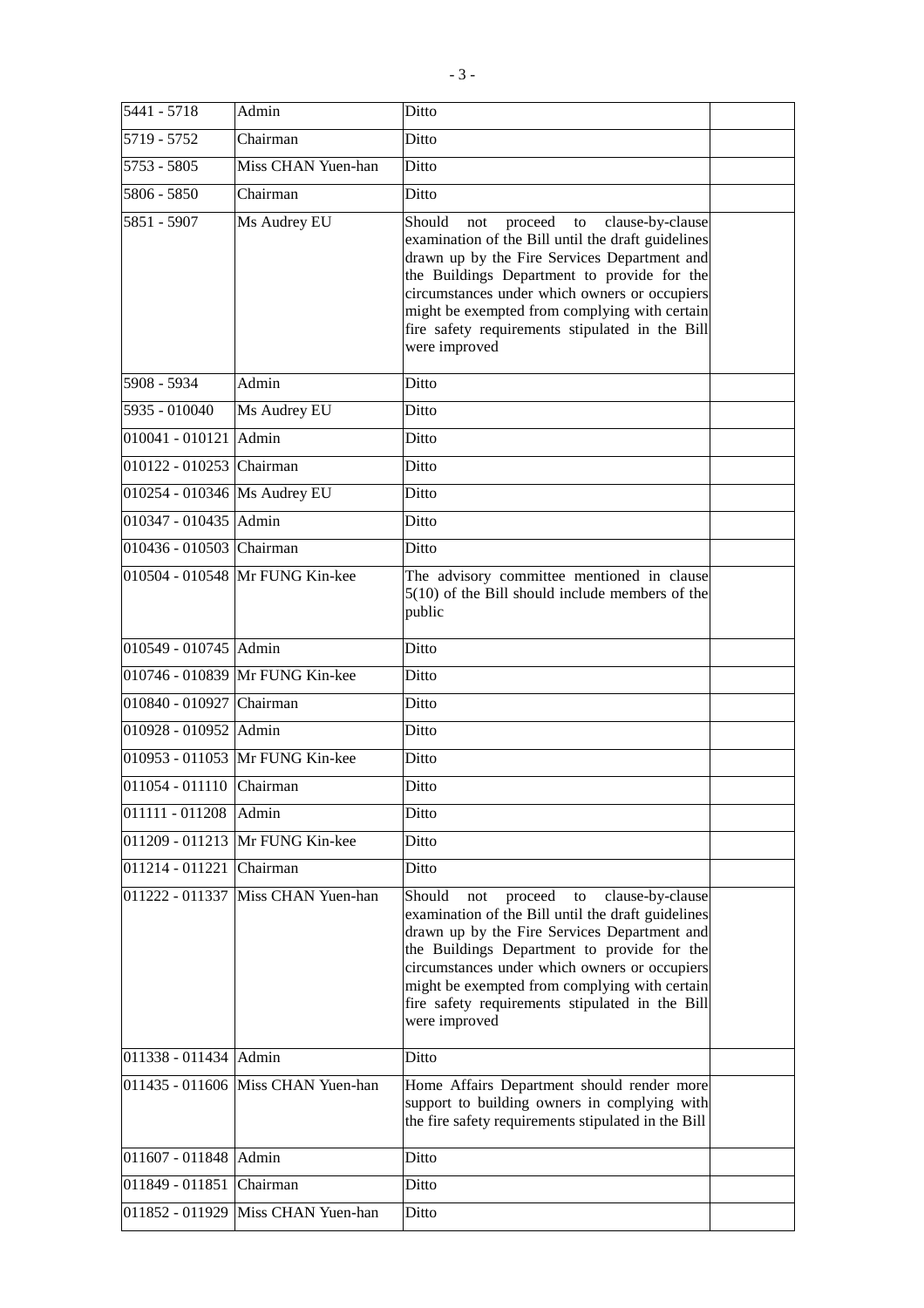| | | | |
|---|---|---|---|
| 5441 - 5718 | Admin | Ditto | |
| 5719 - 5752 | Chairman | Ditto | |
| 5753 - 5805 | Miss CHAN Yuen-han | Ditto | |
| 5806 - 5850 | Chairman | Ditto | |
| 5851 - 5907 | Ms Audrey EU | Should not proceed to clause-by-clause examination of the Bill until the draft guidelines drawn up by the Fire Services Department and the Buildings Department to provide for the circumstances under which owners or occupiers might be exempted from complying with certain fire safety requirements stipulated in the Bill were improved | |
| 5908 - 5934 | Admin | Ditto | |
| 5935 - 010040 | Ms Audrey EU | Ditto | |
| 010041 - 010121 | Admin | Ditto | |
| 010122 - 010253 | Chairman | Ditto | |
| 010254 - 010346 | Ms Audrey EU | Ditto | |
| 010347 - 010435 | Admin | Ditto | |
| 010436 - 010503 | Chairman | Ditto | |
| 010504 - 010548 | Mr FUNG Kin-kee | The advisory committee mentioned in clause 5(10) of the Bill should include members of the public | |
| 010549 - 010745 | Admin | Ditto | |
| 010746 - 010839 | Mr FUNG Kin-kee | Ditto | |
| 010840 - 010927 | Chairman | Ditto | |
| 010928 - 010952 | Admin | Ditto | |
| 010953 - 011053 | Mr FUNG Kin-kee | Ditto | |
| 011054 - 011110 | Chairman | Ditto | |
| 011111 - 011208 | Admin | Ditto | |
| 011209 - 011213 | Mr FUNG Kin-kee | Ditto | |
| 011214 - 011221 | Chairman | Ditto | |
| 011222 - 011337 | Miss CHAN Yuen-han | Should not proceed to clause-by-clause examination of the Bill until the draft guidelines drawn up by the Fire Services Department and the Buildings Department to provide for the circumstances under which owners or occupiers might be exempted from complying with certain fire safety requirements stipulated in the Bill were improved | |
| 011338 - 011434 | Admin | Ditto | |
| 011435 - 011606 | Miss CHAN Yuen-han | Home Affairs Department should render more support to building owners in complying with the fire safety requirements stipulated in the Bill | |
| 011607 - 011848 | Admin | Ditto | |
| 011849 - 011851 | Chairman | Ditto | |
| 011852 - 011929 | Miss CHAN Yuen-han | Ditto | |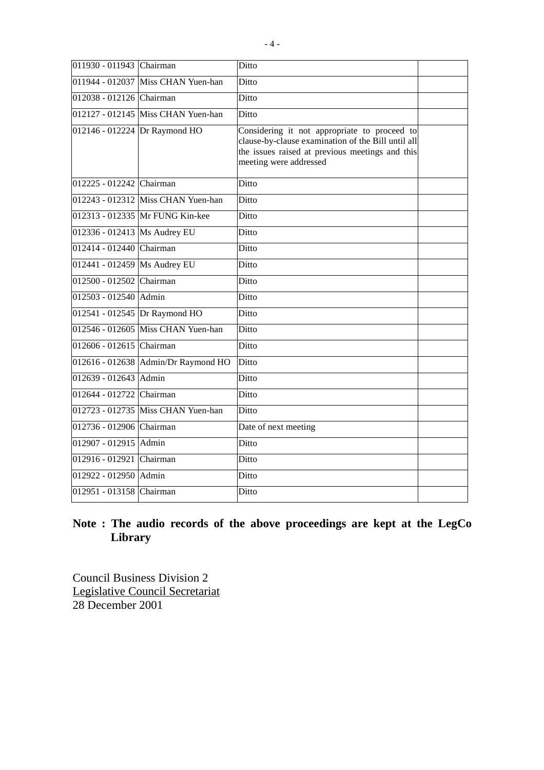| | | | |
|---|---|---|---|
| 011930 - 011943 | Chairman | Ditto | |
| 011944 - 012037 | Miss CHAN Yuen-han | Ditto | |
| 012038 - 012126 | Chairman | Ditto | |
| 012127 - 012145 | Miss CHAN Yuen-han | Ditto | |
| 012146 - 012224 | Dr Raymond HO | Considering it not appropriate to proceed to clause-by-clause examination of the Bill until all the issues raised at previous meetings and this meeting were addressed | |
| 012225 - 012242 | Chairman | Ditto | |
| 012243 - 012312 | Miss CHAN Yuen-han | Ditto | |
| 012313 - 012335 | Mr FUNG Kin-kee | Ditto | |
| 012336 - 012413 | Ms Audrey EU | Ditto | |
| 012414 - 012440 | Chairman | Ditto | |
| 012441 - 012459 | Ms Audrey EU | Ditto | |
| 012500 - 012502 | Chairman | Ditto | |
| 012503 - 012540 | Admin | Ditto | |
| 012541 - 012545 | Dr Raymond HO | Ditto | |
| 012546 - 012605 | Miss CHAN Yuen-han | Ditto | |
| 012606 - 012615 | Chairman | Ditto | |
| 012616 - 012638 | Admin/Dr Raymond HO | Ditto | |
| 012639 - 012643 | Admin | Ditto | |
| 012644 - 012722 | Chairman | Ditto | |
| 012723 - 012735 | Miss CHAN Yuen-han | Ditto | |
| 012736 - 012906 | Chairman | Date of next meeting | |
| 012907 - 012915 | Admin | Ditto | |
| 012916 - 012921 | Chairman | Ditto | |
| 012922 - 012950 | Admin | Ditto | |
| 012951 - 013158 | Chairman | Ditto | |

**Note : The audio records of the above proceedings are kept at the LegCo Library**

Council Business Division 2
Legislative Council Secretariat
28 December 2001